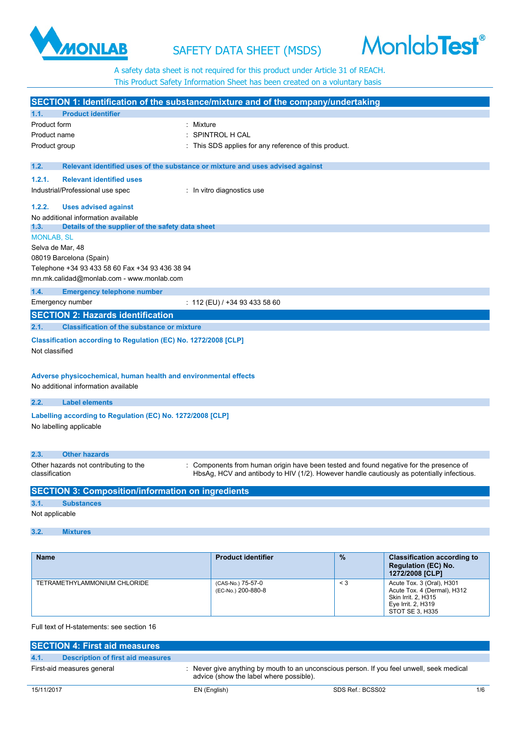# SAFETY DATA SHEET (MSDS)

A safety data sheet is not required for this product under Article 31 of REACH.
This Product Safety Information Sheet has been created on a voluntary basis

## SECTION 1: Identification of the substance/mixture and of the company/undertaking

### 1.1. Product identifier

Product form : Mixture
Product name : SPINTROL H CAL
Product group : This SDS applies for any reference of this product.

### 1.2. Relevant identified uses of the substance or mixture and uses advised against

#### 1.2.1. Relevant identified uses

Industrial/Professional use spec : In vitro diagnostics use

#### 1.2.2. Uses advised against

No additional information available

### 1.3. Details of the supplier of the safety data sheet

MONLAB, SL
Selva de Mar, 48
08019 Barcelona (Spain)
Telephone +34 93 433 58 60 Fax +34 93 436 38 94
mn.mk.calidad@monlab.com - www.monlab.com

### 1.4. Emergency telephone number

Emergency number : 112 (EU) / +34 93 433 58 60

## SECTION 2: Hazards identification

### 2.1. Classification of the substance or mixture

**Classification according to Regulation (EC) No. 1272/2008 [CLP]**

Not classified

**Adverse physicochemical, human health and environmental effects**

No additional information available

### 2.2. Label elements

**Labelling according to Regulation (EC) No. 1272/2008 [CLP]**

No labelling applicable

### 2.3. Other hazards

Other hazards not contributing to the classification : Components from human origin have been tested and found negative for the presence of HbsAg, HCV and antibody to HIV (1/2). However handle cautiously as potentially infectious.

## SECTION 3: Composition/information on ingredients

### 3.1. Substances

Not applicable

### 3.2. Mixtures

| Name | Product identifier | % | Classification according to Regulation (EC) No. 1272/2008 [CLP] |
|---|---|---|---|
| TETRAMETHYLAMMONIUM CHLORIDE | (CAS-No.) 75-57-0<br>(EC-No.) 200-880-8 | < 3 | Acute Tox. 3 (Oral), H301<br>Acute Tox. 4 (Dermal), H312<br>Skin Irrit. 2, H315<br>Eye Irrit. 2, H319<br>STOT SE 3, H335 |

Full text of H-statements: see section 16

## SECTION 4: First aid measures

### 4.1. Description of first aid measures

First-aid measures general : Never give anything by mouth to an unconscious person. If you feel unwell, seek medical advice (show the label where possible).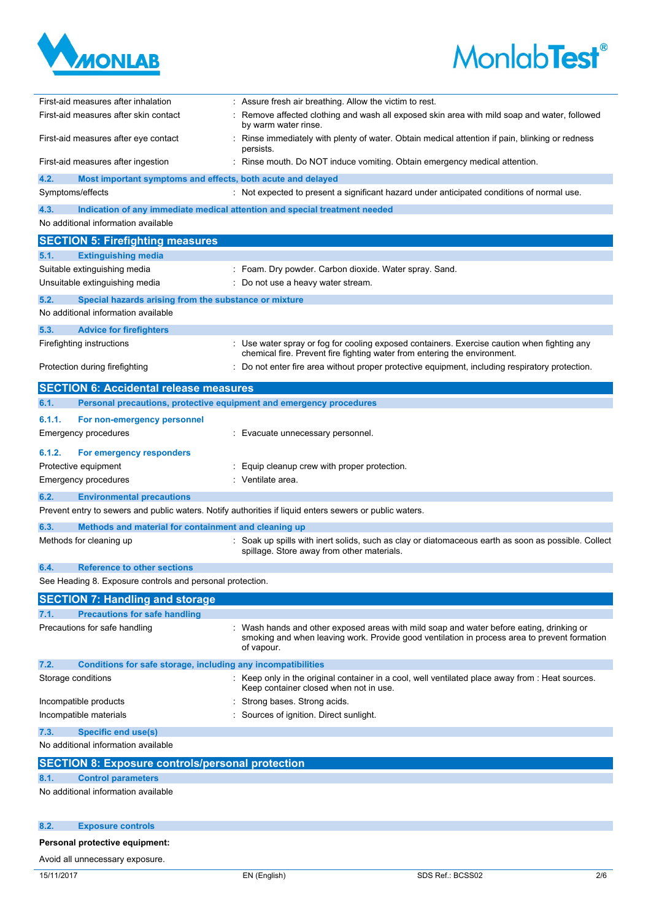| | |
|---|---|
| First-aid measures after inhalation | : Assure fresh air breathing. Allow the victim to rest. |
| First-aid measures after skin contact | : Remove affected clothing and wash all exposed skin area with mild soap and water, followed by warm water rinse. |
| First-aid measures after eye contact | : Rinse immediately with plenty of water. Obtain medical attention if pain, blinking or redness persists. |
| First-aid measures after ingestion | : Rinse mouth. Do NOT induce vomiting. Obtain emergency medical attention. |

### 4.2. Most important symptoms and effects, both acute and delayed

| | |
|---|---|
| Symptoms/effects | : Not expected to present a significant hazard under anticipated conditions of normal use. |

### 4.3. Indication of any immediate medical attention and special treatment needed

No additional information available

## SECTION 5: Firefighting measures

### 5.1. Extinguishing media

| | |
|---|---|
| Suitable extinguishing media | : Foam. Dry powder. Carbon dioxide. Water spray. Sand. |
| Unsuitable extinguishing media | : Do not use a heavy water stream. |

### 5.2. Special hazards arising from the substance or mixture

No additional information available

### 5.3. Advice for firefighters

| | |
|---|---|
| Firefighting instructions | : Use water spray or fog for cooling exposed containers. Exercise caution when fighting any chemical fire. Prevent fire fighting water from entering the environment. |
| Protection during firefighting | : Do not enter fire area without proper protective equipment, including respiratory protection. |

## SECTION 6: Accidental release measures

### 6.1. Personal precautions, protective equipment and emergency procedures

#### 6.1.1. For non-emergency personnel

| | |
|---|---|
| Emergency procedures | : Evacuate unnecessary personnel. |

#### 6.1.2. For emergency responders

| | |
|---|---|
| Protective equipment | : Equip cleanup crew with proper protection. |
| Emergency procedures | : Ventilate area. |

### 6.2. Environmental precautions

Prevent entry to sewers and public waters. Notify authorities if liquid enters sewers or public waters.

### 6.3. Methods and material for containment and cleaning up

| | |
|---|---|
| Methods for cleaning up | : Soak up spills with inert solids, such as clay or diatomaceous earth as soon as possible. Collect spillage. Store away from other materials. |

### 6.4. Reference to other sections

See Heading 8. Exposure controls and personal protection.

## SECTION 7: Handling and storage

### 7.1. Precautions for safe handling

| | |
|---|---|
| Precautions for safe handling | : Wash hands and other exposed areas with mild soap and water before eating, drinking or smoking and when leaving work. Provide good ventilation in process area to prevent formation of vapour. |

### 7.2. Conditions for safe storage, including any incompatibilities

| | |
|---|---|
| Storage conditions | : Keep only in the original container in a cool, well ventilated place away from : Heat sources. Keep container closed when not in use. |
| Incompatible products | : Strong bases. Strong acids. |
| Incompatible materials | : Sources of ignition. Direct sunlight. |

### 7.3. Specific end use(s)

No additional information available

## SECTION 8: Exposure controls/personal protection

### 8.1. Control parameters

No additional information available

### 8.2. Exposure controls

**Personal protective equipment:**

Avoid all unnecessary exposure.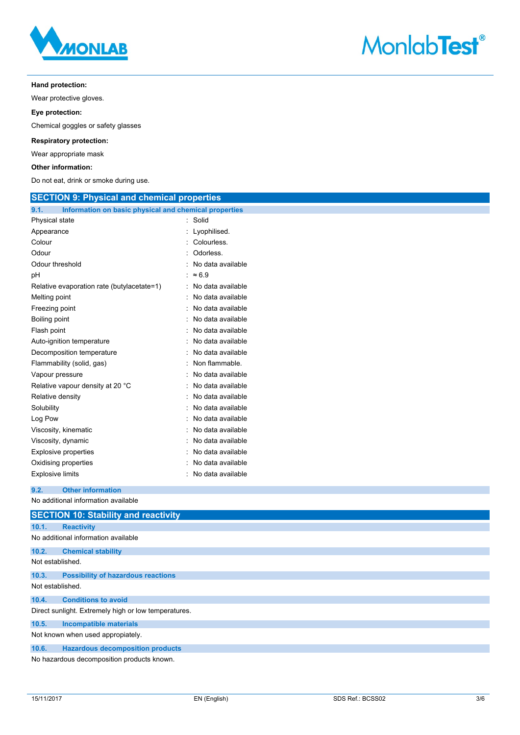**Hand protection:**

Wear protective gloves.

**Eye protection:**

Chemical goggles or safety glasses

**Respiratory protection:**

Wear appropriate mask

**Other information:**

Do not eat, drink or smoke during use.

## SECTION 9: Physical and chemical properties

### 9.1. Information on basic physical and chemical properties

| | |
|---|---|
| Physical state | : Solid |
| Appearance | : Lyophilised. |
| Colour | : Colourless. |
| Odour | : Odorless. |
| Odour threshold | : No data available |
| pH | : ≈ 6.9 |
| Relative evaporation rate (butylacetate=1) | : No data available |
| Melting point | : No data available |
| Freezing point | : No data available |
| Boiling point | : No data available |
| Flash point | : No data available |
| Auto-ignition temperature | : No data available |
| Decomposition temperature | : No data available |
| Flammability (solid, gas) | : Non flammable. |
| Vapour pressure | : No data available |
| Relative vapour density at 20 °C | : No data available |
| Relative density | : No data available |
| Solubility | : No data available |
| Log Pow | : No data available |
| Viscosity, kinematic | : No data available |
| Viscosity, dynamic | : No data available |
| Explosive properties | : No data available |
| Oxidising properties | : No data available |
| Explosive limits | : No data available |

### 9.2. Other information

No additional information available

## SECTION 10: Stability and reactivity

### 10.1. Reactivity

No additional information available

### 10.2. Chemical stability

Not established.

### 10.3. Possibility of hazardous reactions

Not established.

### 10.4. Conditions to avoid

Direct sunlight. Extremely high or low temperatures.

### 10.5. Incompatible materials

Not known when used appropiately.

### 10.6. Hazardous decomposition products

No hazardous decomposition products known.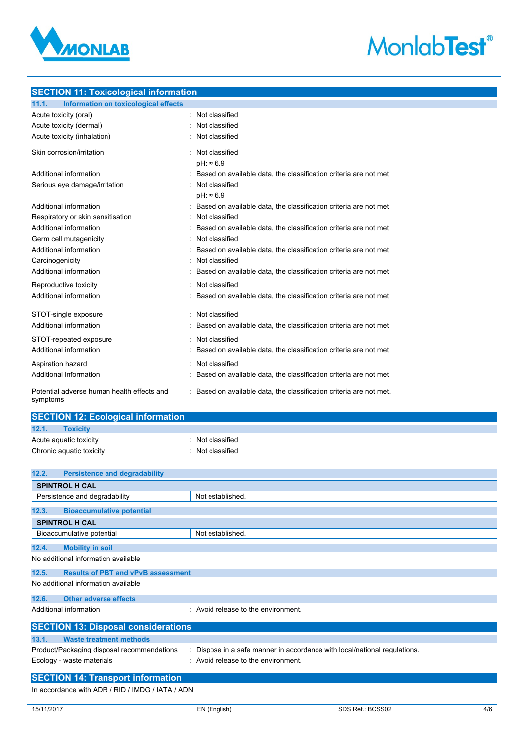## SECTION 11: Toxicological information

### 11.1. Information on toxicological effects

| | |
|---|---|
| Acute toxicity (oral) | : Not classified |
| Acute toxicity (dermal) | : Not classified |
| Acute toxicity (inhalation) | : Not classified |
| Skin corrosion/irritation | : Not classified<br>pH: ≈ 6.9 |
| Additional information | : Based on available data, the classification criteria are not met |
| Serious eye damage/irritation | : Not classified<br>pH: ≈ 6.9 |
| Additional information | : Based on available data, the classification criteria are not met |
| Respiratory or skin sensitisation | : Not classified |
| Additional information | : Based on available data, the classification criteria are not met |
| Germ cell mutagenicity | : Not classified |
| Additional information | : Based on available data, the classification criteria are not met |
| Carcinogenicity | : Not classified |
| Additional information | : Based on available data, the classification criteria are not met |
| Reproductive toxicity | : Not classified |
| Additional information | : Based on available data, the classification criteria are not met |
| STOT-single exposure | : Not classified |
| Additional information | : Based on available data, the classification criteria are not met |
| STOT-repeated exposure | : Not classified |
| Additional information | : Based on available data, the classification criteria are not met |
| Aspiration hazard | : Not classified |
| Additional information | : Based on available data, the classification criteria are not met |
| Potential adverse human health effects and symptoms | : Based on available data, the classification criteria are not met. |

## SECTION 12: Ecological information

### 12.1. Toxicity

| | |
|---|---|
| Acute aquatic toxicity | : Not classified |
| Chronic aquatic toxicity | : Not classified |

### 12.2. Persistence and degradability

| SPINTROL H CAL | |
|---|---|
| Persistence and degradability | Not established. |

### 12.3. Bioaccumulative potential

| SPINTROL H CAL | |
|---|---|
| Bioaccumulative potential | Not established. |

### 12.4. Mobility in soil

No additional information available

### 12.5. Results of PBT and vPvB assessment

No additional information available

### 12.6. Other adverse effects

Additional information : Avoid release to the environment.

## SECTION 13: Disposal considerations

### 13.1. Waste treatment methods

| | |
|---|---|
| Product/Packaging disposal recommendations | : Dispose in a safe manner in accordance with local/national regulations. |
| Ecology - waste materials | : Avoid release to the environment. |

## SECTION 14: Transport information

In accordance with ADR / RID / IMDG / IATA / ADN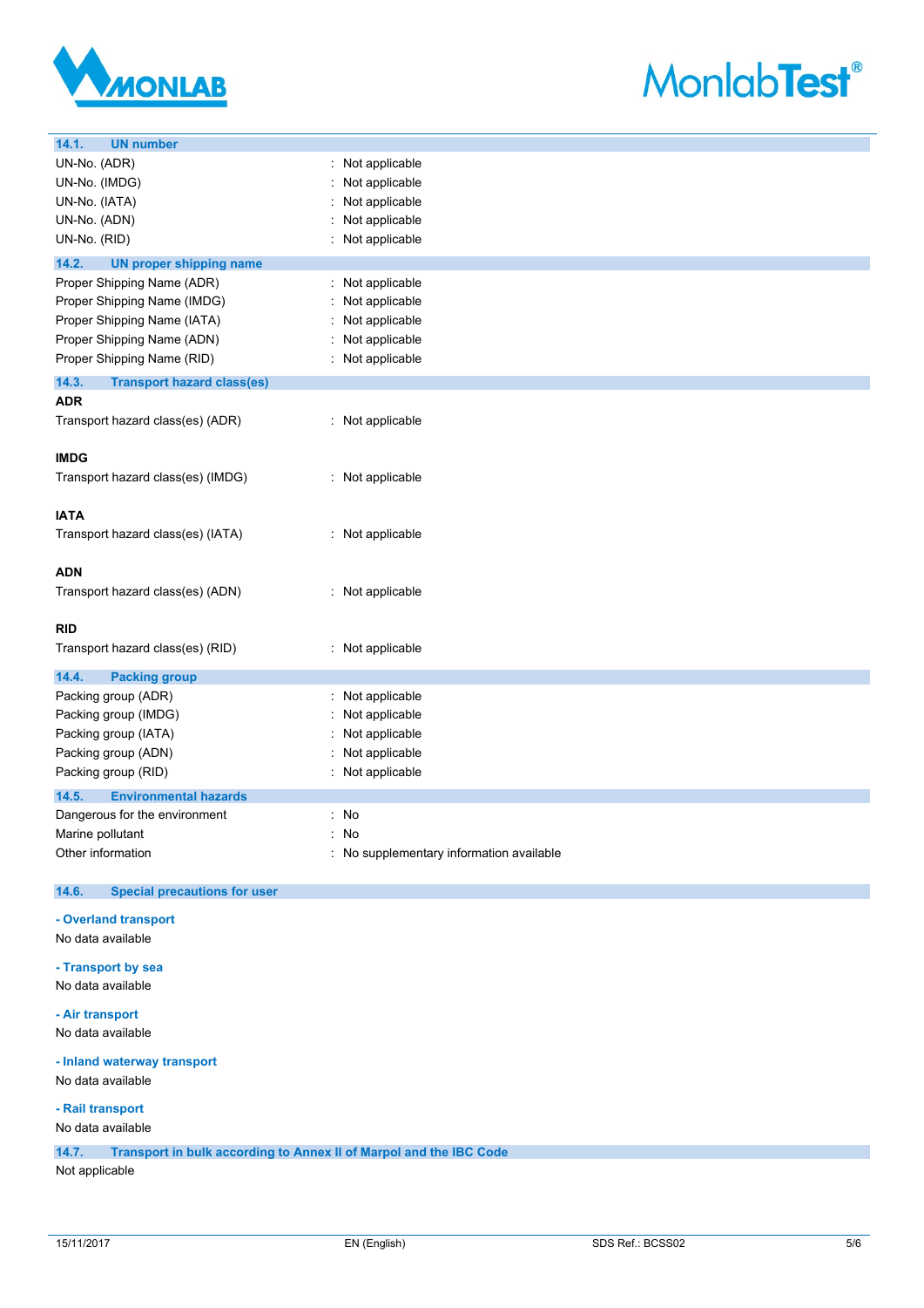### 14.1. UN number

| | |
|---|---|
| UN-No. (ADR) | : Not applicable |
| UN-No. (IMDG) | : Not applicable |
| UN-No. (IATA) | : Not applicable |
| UN-No. (ADN) | : Not applicable |
| UN-No. (RID) | : Not applicable |

### 14.2. UN proper shipping name

| | |
|---|---|
| Proper Shipping Name (ADR) | : Not applicable |
| Proper Shipping Name (IMDG) | : Not applicable |
| Proper Shipping Name (IATA) | : Not applicable |
| Proper Shipping Name (ADN) | : Not applicable |
| Proper Shipping Name (RID) | : Not applicable |

### 14.3. Transport hazard class(es)

**ADR**

Transport hazard class(es) (ADR) : Not applicable

**IMDG**

Transport hazard class(es) (IMDG) : Not applicable

**IATA**

Transport hazard class(es) (IATA) : Not applicable

**ADN**

Transport hazard class(es) (ADN) : Not applicable

**RID**

Transport hazard class(es) (RID) : Not applicable

### 14.4. Packing group

| | |
|---|---|
| Packing group (ADR) | : Not applicable |
| Packing group (IMDG) | : Not applicable |
| Packing group (IATA) | : Not applicable |
| Packing group (ADN) | : Not applicable |
| Packing group (RID) | : Not applicable |

### 14.5. Environmental hazards

| | |
|---|---|
| Dangerous for the environment | : No |
| Marine pollutant | : No |
| Other information | : No supplementary information available |

### 14.6. Special precautions for user

**- Overland transport**

No data available

**- Transport by sea**

No data available

**- Air transport**

No data available

**- Inland waterway transport**

No data available

**- Rail transport**

No data available

### 14.7. Transport in bulk according to Annex II of Marpol and the IBC Code

Not applicable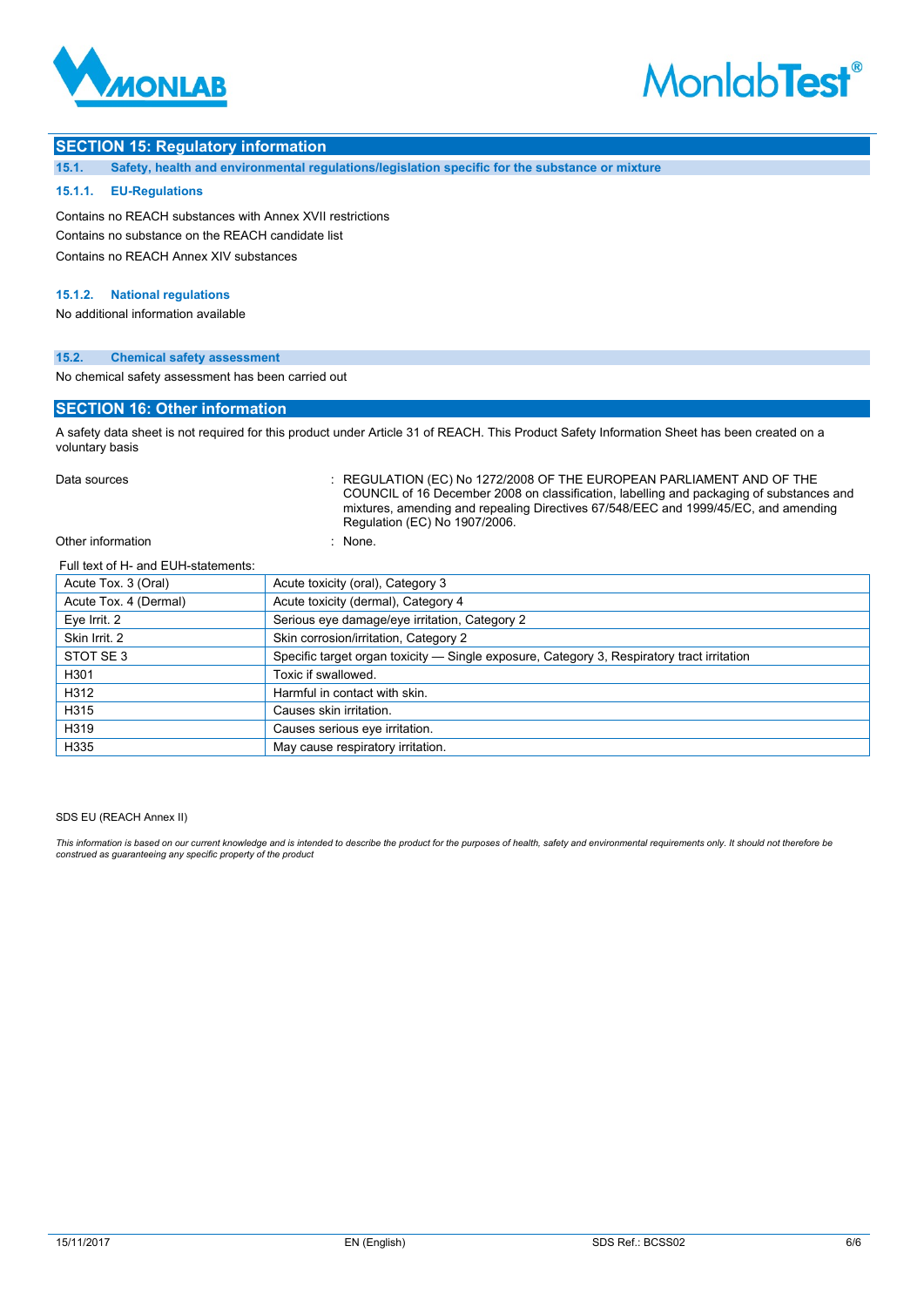## SECTION 15: Regulatory information

### 15.1. Safety, health and environmental regulations/legislation specific for the substance or mixture

#### 15.1.1. EU-Regulations

Contains no REACH substances with Annex XVII restrictions

Contains no substance on the REACH candidate list

Contains no REACH Annex XIV substances

#### 15.1.2. National regulations

No additional information available

### 15.2. Chemical safety assessment

No chemical safety assessment has been carried out

## SECTION 16: Other information

A safety data sheet is not required for this product under Article 31 of REACH. This Product Safety Information Sheet has been created on a voluntary basis

Data sources : REGULATION (EC) No 1272/2008 OF THE EUROPEAN PARLIAMENT AND OF THE COUNCIL of 16 December 2008 on classification, labelling and packaging of substances and mixtures, amending and repealing Directives 67/548/EEC and 1999/45/EC, and amending Regulation (EC) No 1907/2006.

Other information : None.

Full text of H- and EUH-statements:

| | |
|---|---|
| Acute Tox. 3 (Oral) | Acute toxicity (oral), Category 3 |
| Acute Tox. 4 (Dermal) | Acute toxicity (dermal), Category 4 |
| Eye Irrit. 2 | Serious eye damage/eye irritation, Category 2 |
| Skin Irrit. 2 | Skin corrosion/irritation, Category 2 |
| STOT SE 3 | Specific target organ toxicity — Single exposure, Category 3, Respiratory tract irritation |
| H301 | Toxic if swallowed. |
| H312 | Harmful in contact with skin. |
| H315 | Causes skin irritation. |
| H319 | Causes serious eye irritation. |
| H335 | May cause respiratory irritation. |

SDS EU (REACH Annex II)

*This information is based on our current knowledge and is intended to describe the product for the purposes of health, safety and environmental requirements only. It should not therefore be construed as guaranteeing any specific property of the product*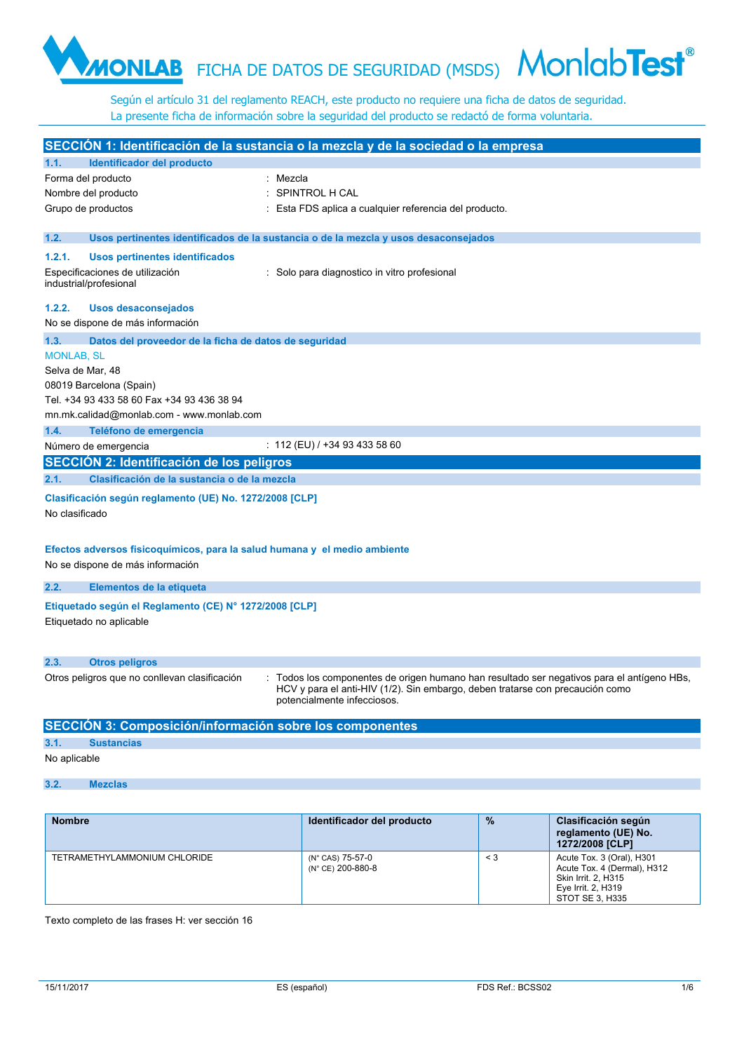# FICHA DE DATOS DE SEGURIDAD (MSDS)

Según el artículo 31 del reglamento REACH, este producto no requiere una ficha de datos de seguridad.
La presente ficha de información sobre la seguridad del producto se redactó de forma voluntaria.

## SECCIÓN 1: Identificación de la sustancia o la mezcla y de la sociedad o la empresa

### 1.1. Identificador del producto

| | |
|---|---|
| Forma del producto | : Mezcla |
| Nombre del producto | : SPINTROL H CAL |
| Grupo de productos | : Esta FDS aplica a cualquier referencia del producto. |

### 1.2. Usos pertinentes identificados de la sustancia o de la mezcla y usos desaconsejados

#### 1.2.1. Usos pertinentes identificados

Especificaciones de utilización industrial/profesional : Solo para diagnostico in vitro profesional

#### 1.2.2. Usos desaconsejados

No se dispone de más información

### 1.3. Datos del proveedor de la ficha de datos de seguridad

MONLAB, SL
Selva de Mar, 48
08019 Barcelona (Spain)
Tel. +34 93 433 58 60 Fax +34 93 436 38 94
mn.mk.calidad@monlab.com - www.monlab.com

### 1.4. Teléfono de emergencia

Número de emergencia : 112 (EU) / +34 93 433 58 60

## SECCIÓN 2: Identificación de los peligros

### 2.1. Clasificación de la sustancia o de la mezcla

**Clasificación según reglamento (UE) No. 1272/2008 [CLP]**

No clasificado

**Efectos adversos fisicoquímicos, para la salud humana y el medio ambiente**

No se dispone de más información

### 2.2. Elementos de la etiqueta

**Etiquetado según el Reglamento (CE) N° 1272/2008 [CLP]**

Etiquetado no aplicable

### 2.3. Otros peligros

Otros peligros que no conllevan clasificación : Todos los componentes de origen humano han resultado ser negativos para el antígeno HBs, HCV y para el anti-HIV (1/2). Sin embargo, deben tratarse con precaución como potencialmente infecciosos.

## SECCIÓN 3: Composición/información sobre los componentes

### 3.1. Sustancias

No aplicable

### 3.2. Mezclas

| Nombre | Identificador del producto | % | Clasificación según reglamento (UE) No. 1272/2008 [CLP] |
|---|---|---|---|
| TETRAMETHYLAMMONIUM CHLORIDE | (N° CAS) 75-57-0<br>(N° CE) 200-880-8 | < 3 | Acute Tox. 3 (Oral), H301<br>Acute Tox. 4 (Dermal), H312<br>Skin Irrit. 2, H315<br>Eye Irrit. 2, H319<br>STOT SE 3, H335 |

Texto completo de las frases H: ver sección 16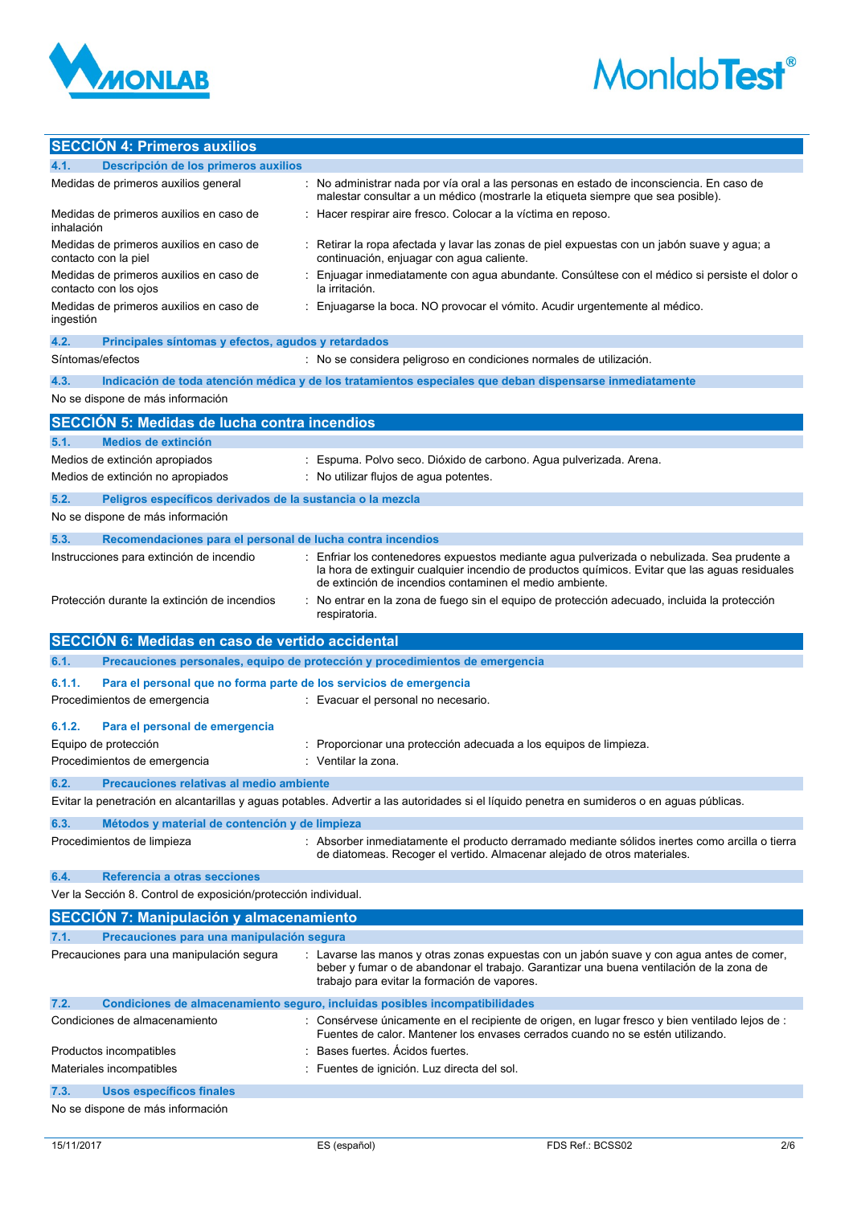## SECCIÓN 4: Primeros auxilios

### 4.1. Descripción de los primeros auxilios

| | |
|---|---|
| Medidas de primeros auxilios general | : No administrar nada por vía oral a las personas en estado de inconsciencia. En caso de malestar consultar a un médico (mostrarle la etiqueta siempre que sea posible). |
| Medidas de primeros auxilios en caso de inhalación | : Hacer respirar aire fresco. Colocar a la víctima en reposo. |
| Medidas de primeros auxilios en caso de contacto con la piel | : Retirar la ropa afectada y lavar las zonas de piel expuestas con un jabón suave y agua; a continuación, enjuagar con agua caliente. |
| Medidas de primeros auxilios en caso de contacto con los ojos | : Enjuagar inmediatamente con agua abundante. Consúltese con el médico si persiste el dolor o la irritación. |
| Medidas de primeros auxilios en caso de ingestión | : Enjuagarse la boca. NO provocar el vómito. Acudir urgentemente al médico. |

### 4.2. Principales síntomas y efectos, agudos y retardados

| | |
|---|---|
| Síntomas/efectos | : No se considera peligroso en condiciones normales de utilización. |

### 4.3. Indicación de toda atención médica y de los tratamientos especiales que deban dispensarse inmediatamente

No se dispone de más información

## SECCIÓN 5: Medidas de lucha contra incendios

### 5.1. Medios de extinción

| | |
|---|---|
| Medios de extinción apropiados | : Espuma. Polvo seco. Dióxido de carbono. Agua pulverizada. Arena. |
| Medios de extinción no apropiados | : No utilizar flujos de agua potentes. |

### 5.2. Peligros específicos derivados de la sustancia o la mezcla

No se dispone de más información

### 5.3. Recomendaciones para el personal de lucha contra incendios

| | |
|---|---|
| Instrucciones para extinción de incendio | : Enfriar los contenedores expuestos mediante agua pulverizada o nebulizada. Sea prudente a la hora de extinguir cualquier incendio de productos químicos. Evitar que las aguas residuales de extinción de incendios contaminen el medio ambiente. |
| Protección durante la extinción de incendios | : No entrar en la zona de fuego sin el equipo de protección adecuado, incluida la protección respiratoria. |

## SECCIÓN 6: Medidas en caso de vertido accidental

### 6.1. Precauciones personales, equipo de protección y procedimientos de emergencia

#### 6.1.1. Para el personal que no forma parte de los servicios de emergencia

| | |
|---|---|
| Procedimientos de emergencia | : Evacuar el personal no necesario. |

#### 6.1.2. Para el personal de emergencia

| | |
|---|---|
| Equipo de protección | : Proporcionar una protección adecuada a los equipos de limpieza. |
| Procedimientos de emergencia | : Ventilar la zona. |

### 6.2. Precauciones relativas al medio ambiente

Evitar la penetración en alcantarillas y aguas potables. Advertir a las autoridades si el líquido penetra en sumideros o en aguas públicas.

### 6.3. Métodos y material de contención y de limpieza

| | |
|---|---|
| Procedimientos de limpieza | : Absorber inmediatamente el producto derramado mediante sólidos inertes como arcilla o tierra de diatomeas. Recoger el vertido. Almacenar alejado de otros materiales. |

### 6.4. Referencia a otras secciones

Ver la Sección 8. Control de exposición/protección individual.

## SECCIÓN 7: Manipulación y almacenamiento

### 7.1. Precauciones para una manipulación segura

| | |
|---|---|
| Precauciones para una manipulación segura | : Lavarse las manos y otras zonas expuestas con un jabón suave y con agua antes de comer, beber y fumar o de abandonar el trabajo. Garantizar una buena ventilación de la zona de trabajo para evitar la formación de vapores. |

### 7.2. Condiciones de almacenamiento seguro, incluidas posibles incompatibilidades

| | |
|---|---|
| Condiciones de almacenamiento | : Consérvese únicamente en el recipiente de origen, en lugar fresco y bien ventilado lejos de : Fuentes de calor. Mantener los envases cerrados cuando no se estén utilizando. |
| Productos incompatibles | : Bases fuertes. Ácidos fuertes. |
| Materiales incompatibles | : Fuentes de ignición. Luz directa del sol. |

### 7.3. Usos específicos finales

No se dispone de más información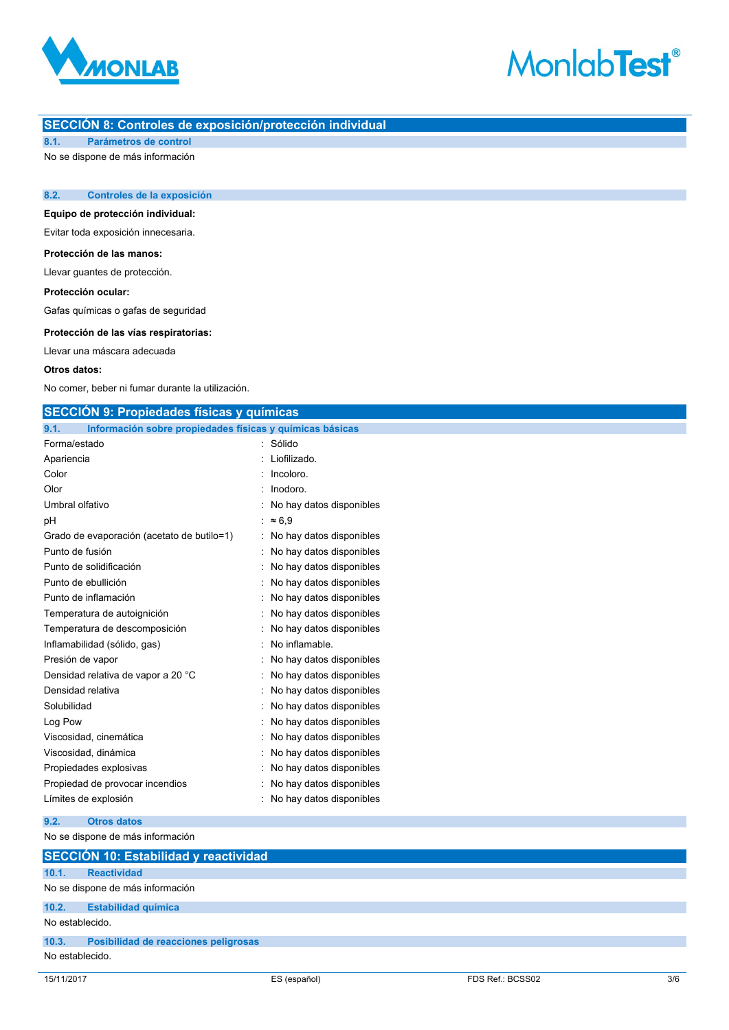## SECCIÓN 8: Controles de exposición/protección individual

### 8.1. Parámetros de control

No se dispone de más información

### 8.2. Controles de la exposición

**Equipo de protección individual:**

Evitar toda exposición innecesaria.

**Protección de las manos:**

Llevar guantes de protección.

**Protección ocular:**

Gafas químicas o gafas de seguridad

**Protección de las vías respiratorias:**

Llevar una máscara adecuada

**Otros datos:**

No comer, beber ni fumar durante la utilización.

## SECCIÓN 9: Propiedades físicas y químicas

### 9.1. Información sobre propiedades físicas y químicas básicas

| | |
|---|---|
| Forma/estado | : Sólido |
| Apariencia | : Liofilizado. |
| Color | : Incoloro. |
| Olor | : Inodoro. |
| Umbral olfativo | : No hay datos disponibles |
| pH | : ≈ 6,9 |
| Grado de evaporación (acetato de butilo=1) | : No hay datos disponibles |
| Punto de fusión | : No hay datos disponibles |
| Punto de solidificación | : No hay datos disponibles |
| Punto de ebullición | : No hay datos disponibles |
| Punto de inflamación | : No hay datos disponibles |
| Temperatura de autoignición | : No hay datos disponibles |
| Temperatura de descomposición | : No hay datos disponibles |
| Inflamabilidad (sólido, gas) | : No inflamable. |
| Presión de vapor | : No hay datos disponibles |
| Densidad relativa de vapor a 20 °C | : No hay datos disponibles |
| Densidad relativa | : No hay datos disponibles |
| Solubilidad | : No hay datos disponibles |
| Log Pow | : No hay datos disponibles |
| Viscosidad, cinemática | : No hay datos disponibles |
| Viscosidad, dinámica | : No hay datos disponibles |
| Propiedades explosivas | : No hay datos disponibles |
| Propiedad de provocar incendios | : No hay datos disponibles |
| Límites de explosión | : No hay datos disponibles |

### 9.2. Otros datos

No se dispone de más información

## SECCIÓN 10: Estabilidad y reactividad

### 10.1. Reactividad

No se dispone de más información

### 10.2. Estabilidad química

No establecido.

### 10.3. Posibilidad de reacciones peligrosas

No establecido.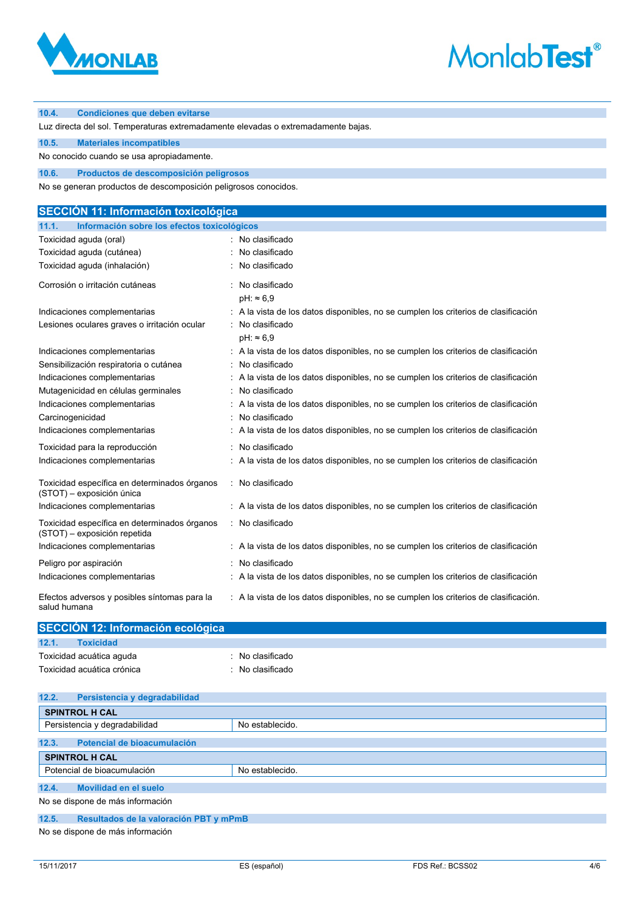### 10.4. Condiciones que deben evitarse

Luz directa del sol. Temperaturas extremadamente elevadas o extremadamente bajas.

### 10.5. Materiales incompatibles

No conocido cuando se usa apropiadamente.

### 10.6. Productos de descomposición peligrosos

No se generan productos de descomposición peligrosos conocidos.

## SECCIÓN 11: Información toxicológica

### 11.1. Información sobre los efectos toxicológicos

| | |
|---|---|
| Toxicidad aguda (oral) | : No clasificado |
| Toxicidad aguda (cutánea) | : No clasificado |
| Toxicidad aguda (inhalación) | : No clasificado |
| Corrosión o irritación cutáneas | : No clasificado<br>pH: ≈ 6,9 |
| Indicaciones complementarias | : A la vista de los datos disponibles, no se cumplen los criterios de clasificación |
| Lesiones oculares graves o irritación ocular | : No clasificado<br>pH: ≈ 6,9 |
| Indicaciones complementarias | : A la vista de los datos disponibles, no se cumplen los criterios de clasificación |
| Sensibilización respiratoria o cutánea | : No clasificado |
| Indicaciones complementarias | : A la vista de los datos disponibles, no se cumplen los criterios de clasificación |
| Mutagenicidad en células germinales | : No clasificado |
| Indicaciones complementarias | : A la vista de los datos disponibles, no se cumplen los criterios de clasificación |
| Carcinogenicidad | : No clasificado |
| Indicaciones complementarias | : A la vista de los datos disponibles, no se cumplen los criterios de clasificación |
| Toxicidad para la reproducción | : No clasificado |
| Indicaciones complementarias | : A la vista de los datos disponibles, no se cumplen los criterios de clasificación |
| Toxicidad específica en determinados órganos (STOT) – exposición única | : No clasificado |
| Indicaciones complementarias | : A la vista de los datos disponibles, no se cumplen los criterios de clasificación |
| Toxicidad específica en determinados órganos (STOT) – exposición repetida | : No clasificado |
| Indicaciones complementarias | : A la vista de los datos disponibles, no se cumplen los criterios de clasificación |
| Peligro por aspiración | : No clasificado |
| Indicaciones complementarias | : A la vista de los datos disponibles, no se cumplen los criterios de clasificación |
| Efectos adversos y posibles síntomas para la salud humana | : A la vista de los datos disponibles, no se cumplen los criterios de clasificación. |

## SECCIÓN 12: Información ecológica

### 12.1. Toxicidad

| | |
|---|---|
| Toxicidad acuática aguda | : No clasificado |
| Toxicidad acuática crónica | : No clasificado |

### 12.2. Persistencia y degradabilidad

| SPINTROL H CAL | |
|---|---|
| Persistencia y degradabilidad | No establecido. |

### 12.3. Potencial de bioacumulación

| SPINTROL H CAL | |
|---|---|
| Potencial de bioacumulación | No establecido. |

### 12.4. Movilidad en el suelo

No se dispone de más información

### 12.5. Resultados de la valoración PBT y mPmB

No se dispone de más información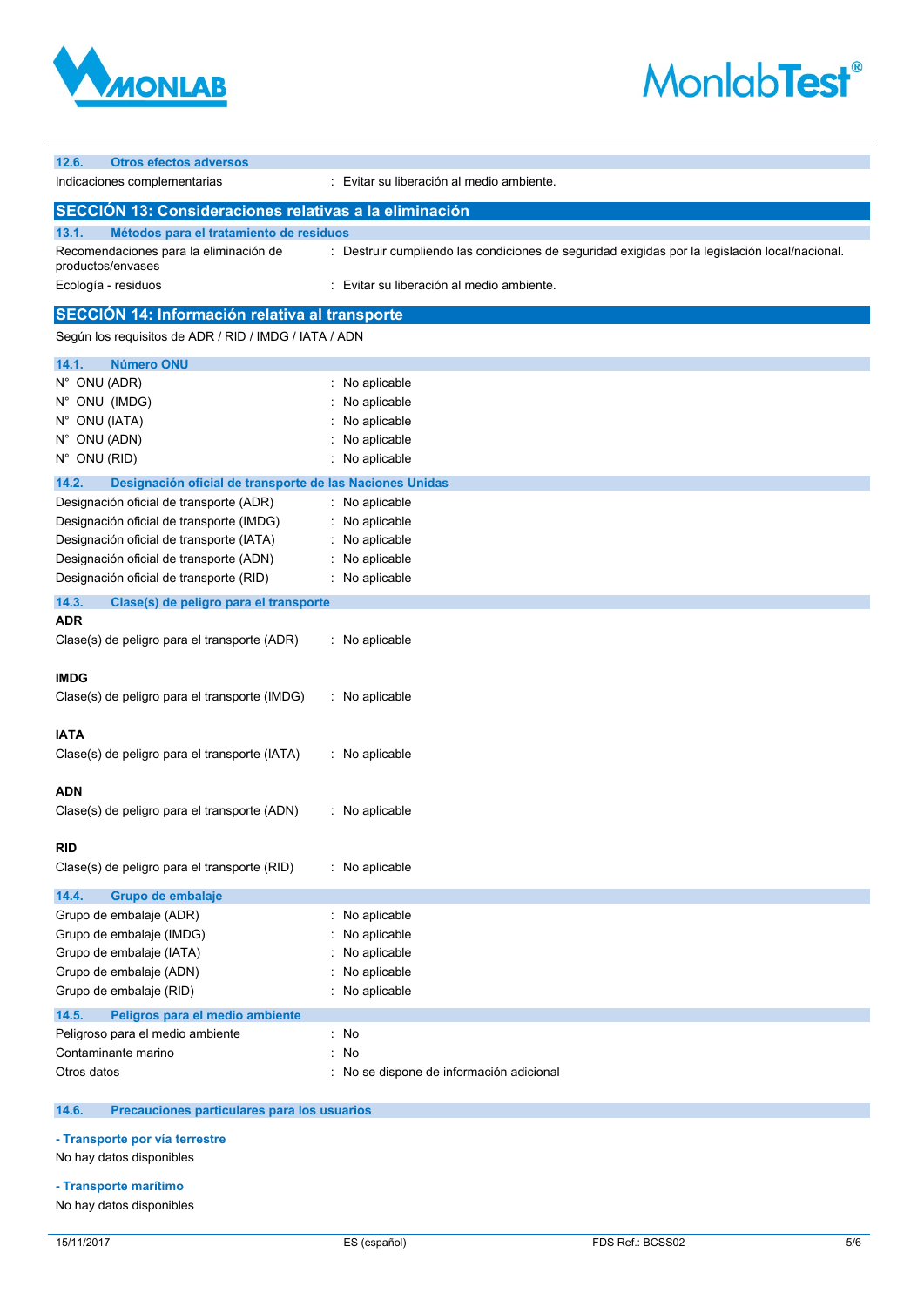### 12.6. Otros efectos adversos

Indicaciones complementarias : Evitar su liberación al medio ambiente.

## SECCIÓN 13: Consideraciones relativas a la eliminación

### 13.1. Métodos para el tratamiento de residuos

Recomendaciones para la eliminación de productos/envases : Destruir cumpliendo las condiciones de seguridad exigidas por la legislación local/nacional.

Ecología - residuos : Evitar su liberación al medio ambiente.

## SECCIÓN 14: Información relativa al transporte

Según los requisitos de ADR / RID / IMDG / IATA / ADN

### 14.1. Número ONU

N° ONU (ADR) : No aplicable
N° ONU (IMDG) : No aplicable
N° ONU (IATA) : No aplicable
N° ONU (ADN) : No aplicable
N° ONU (RID) : No aplicable

### 14.2. Designación oficial de transporte de las Naciones Unidas

Designación oficial de transporte (ADR) : No aplicable
Designación oficial de transporte (IMDG) : No aplicable
Designación oficial de transporte (IATA) : No aplicable
Designación oficial de transporte (ADN) : No aplicable
Designación oficial de transporte (RID) : No aplicable

### 14.3. Clase(s) de peligro para el transporte

**ADR**

Clase(s) de peligro para el transporte (ADR) : No aplicable

**IMDG**

Clase(s) de peligro para el transporte (IMDG) : No aplicable

**IATA**

Clase(s) de peligro para el transporte (IATA) : No aplicable

**ADN**

Clase(s) de peligro para el transporte (ADN) : No aplicable

**RID**

Clase(s) de peligro para el transporte (RID) : No aplicable

### 14.4. Grupo de embalaje

Grupo de embalaje (ADR) : No aplicable
Grupo de embalaje (IMDG) : No aplicable
Grupo de embalaje (IATA) : No aplicable
Grupo de embalaje (ADN) : No aplicable
Grupo de embalaje (RID) : No aplicable

### 14.5. Peligros para el medio ambiente

Peligroso para el medio ambiente : No
Contaminante marino : No
Otros datos : No se dispone de información adicional

### 14.6. Precauciones particulares para los usuarios

**- Transporte por vía terrestre**

No hay datos disponibles

**- Transporte marítimo**

No hay datos disponibles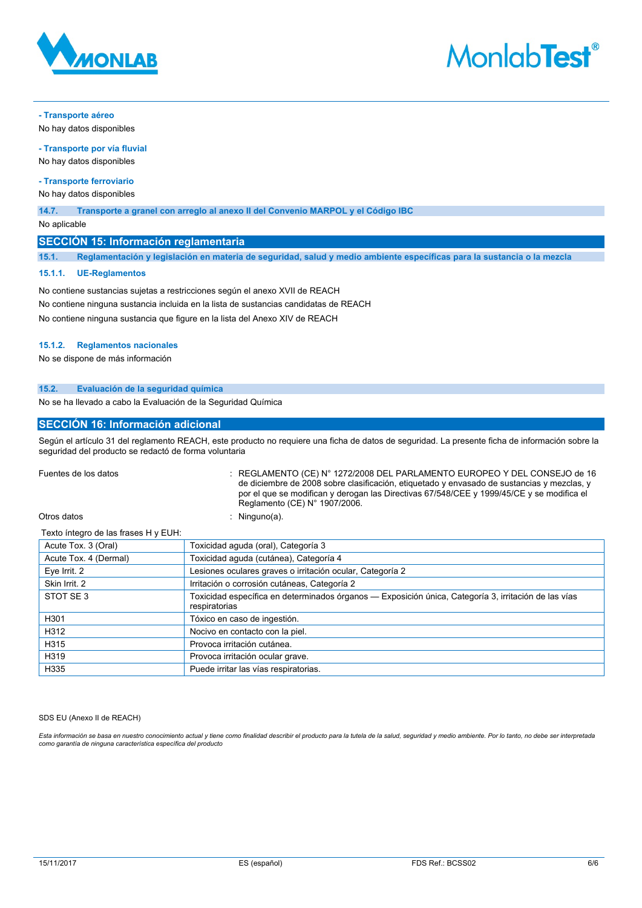**- Transporte aéreo**

No hay datos disponibles

**- Transporte por vía fluvial**

No hay datos disponibles

**- Transporte ferroviario**

No hay datos disponibles

### 14.7. Transporte a granel con arreglo al anexo II del Convenio MARPOL y el Código IBC

No aplicable

## SECCIÓN 15: Información reglamentaria

### 15.1. Reglamentación y legislación en materia de seguridad, salud y medio ambiente específicas para la sustancia o la mezcla

#### 15.1.1. UE-Reglamentos

No contiene sustancias sujetas a restricciones según el anexo XVII de REACH

No contiene ninguna sustancia incluida en la lista de sustancias candidatas de REACH

No contiene ninguna sustancia que figure en la lista del Anexo XIV de REACH

#### 15.1.2. Reglamentos nacionales

No se dispone de más información

### 15.2. Evaluación de la seguridad química

No se ha llevado a cabo la Evaluación de la Seguridad Química

## SECCIÓN 16: Información adicional

Según el artículo 31 del reglamento REACH, este producto no requiere una ficha de datos de seguridad. La presente ficha de información sobre la seguridad del producto se redactó de forma voluntaria

| | |
|---|---|
| Fuentes de los datos | : REGLAMENTO (CE) N° 1272/2008 DEL PARLAMENTO EUROPEO Y DEL CONSEJO de 16 de diciembre de 2008 sobre clasificación, etiquetado y envasado de sustancias y mezclas, y por el que se modifican y derogan las Directivas 67/548/CEE y 1999/45/CE y se modifica el Reglamento (CE) N° 1907/2006. |
| Otros datos | : Ninguno(a). |

Texto íntegro de las frases H y EUH:

| | |
|---|---|
| Acute Tox. 3 (Oral) | Toxicidad aguda (oral), Categoría 3 |
| Acute Tox. 4 (Dermal) | Toxicidad aguda (cutánea), Categoría 4 |
| Eye Irrit. 2 | Lesiones oculares graves o irritación ocular, Categoría 2 |
| Skin Irrit. 2 | Irritación o corrosión cutáneas, Categoría 2 |
| STOT SE 3 | Toxicidad específica en determinados órganos — Exposición única, Categoría 3, irritación de las vías respiratorias |
| H301 | Tóxico en caso de ingestión. |
| H312 | Nocivo en contacto con la piel. |
| H315 | Provoca irritación cutánea. |
| H319 | Provoca irritación ocular grave. |
| H335 | Puede irritar las vías respiratorias. |

SDS EU (Anexo II de REACH)

*Esta información se basa en nuestro conocimiento actual y tiene como finalidad describir el producto para la tutela de la salud, seguridad y medio ambiente. Por lo tanto, no debe ser interpretada como garantía de ninguna característica específica del producto*